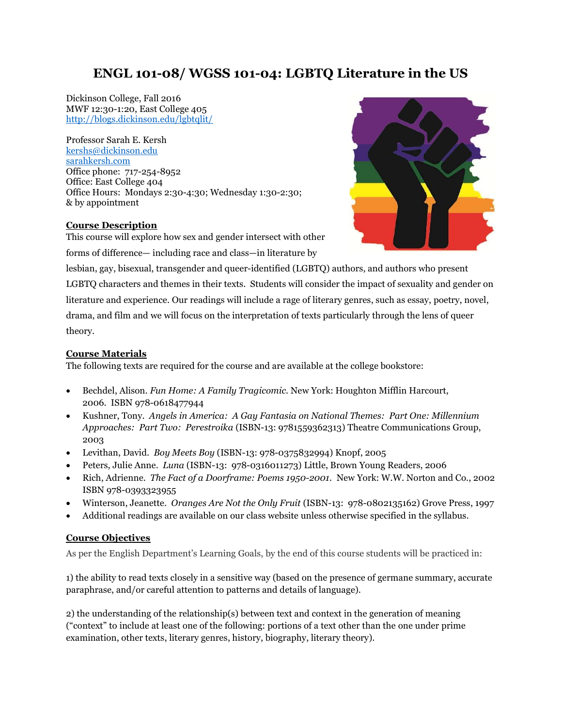# ENGL 101-08/ WGSS 101-04: LGBTQ Literature in the US

Dickinson College, Fall 2016
MWF 12:30-1:20, East College 405
http://blogs.dickinson.edu/lgbtqlit/

Professor Sarah E. Kersh
kershs@dickinson.edu
sarahkersh.com
Office phone: 717-254-8952
Office: East College 404
Office Hours: Mondays 2:30-4:30; Wednesday 1:30-2:30;
& by appointment

**Course Description**

This course will explore how sex and gender intersect with other forms of difference— including race and class—in literature by lesbian, gay, bisexual, transgender and queer-identified (LGBTQ) authors, and authors who present LGBTQ characters and themes in their texts. Students will consider the impact of sexuality and gender on literature and experience. Our readings will include a rage of literary genres, such as essay, poetry, novel, drama, and film and we will focus on the interpretation of texts particularly through the lens of queer theory.

**Course Materials**

The following texts are required for the course and are available at the college bookstore:

- Bechdel, Alison. *Fun Home: A Family Tragicomic.* New York: Houghton Mifflin Harcourt, 2006. ISBN 978-0618477944
- Kushner, Tony. *Angels in America: A Gay Fantasia on National Themes: Part One: Millennium Approaches: Part Two: Perestroika* (ISBN-13: 9781559362313) Theatre Communications Group, 2003
- Levithan, David. *Boy Meets Boy* (ISBN-13: 978-0375832994) Knopf, 2005
- Peters, Julie Anne. *Luna* (ISBN-13: 978-0316011273) Little, Brown Young Readers, 2006
- Rich, Adrienne. *The Fact of a Doorframe: Poems 1950-2001.* New York: W.W. Norton and Co., 2002 ISBN 978-0393323955
- Winterson, Jeanette. *Oranges Are Not the Only Fruit* (ISBN-13: 978-0802135162) Grove Press, 1997
- Additional readings are available on our class website unless otherwise specified in the syllabus.

**Course Objectives**

As per the English Department's Learning Goals, by the end of this course students will be practiced in:

1) the ability to read texts closely in a sensitive way (based on the presence of germane summary, accurate paraphrase, and/or careful attention to patterns and details of language).

2) the understanding of the relationship(s) between text and context in the generation of meaning ("context" to include at least one of the following: portions of a text other than the one under prime examination, other texts, literary genres, history, biography, literary theory).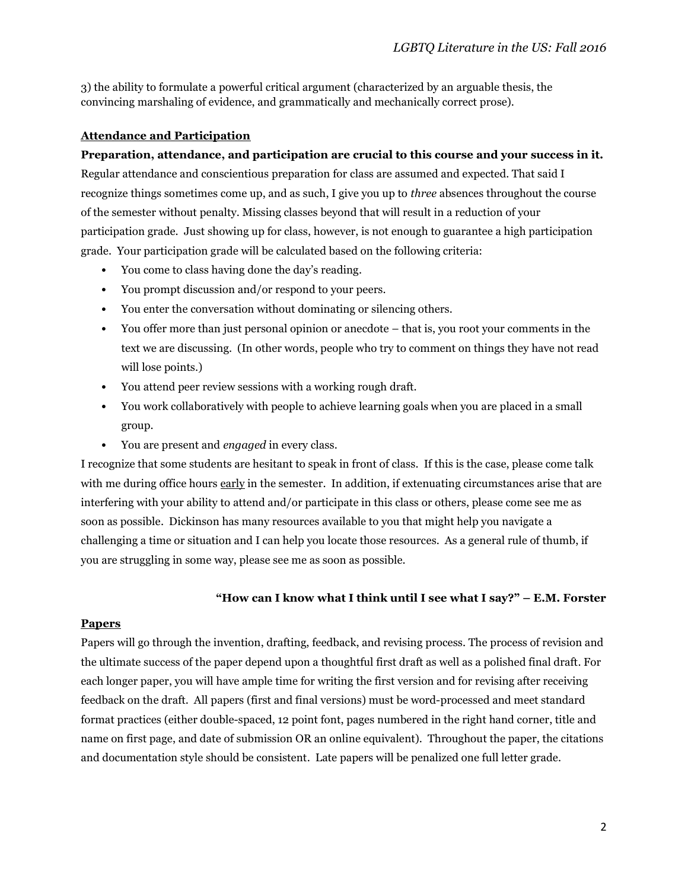3) the ability to formulate a powerful critical argument (characterized by an arguable thesis, the convincing marshaling of evidence, and grammatically and mechanically correct prose).

## Attendance and Participation

**Preparation, attendance, and participation are crucial to this course and your success in it.** Regular attendance and conscientious preparation for class are assumed and expected. That said I recognize things sometimes come up, and as such, I give you up to *three* absences throughout the course of the semester without penalty. Missing classes beyond that will result in a reduction of your participation grade. Just showing up for class, however, is not enough to guarantee a high participation grade. Your participation grade will be calculated based on the following criteria:

- You come to class having done the day's reading.
- You prompt discussion and/or respond to your peers.
- You enter the conversation without dominating or silencing others.
- You offer more than just personal opinion or anecdote – that is, you root your comments in the text we are discussing. (In other words, people who try to comment on things they have not read will lose points.)
- You attend peer review sessions with a working rough draft.
- You work collaboratively with people to achieve learning goals when you are placed in a small group.
- You are present and *engaged* in every class.

I recognize that some students are hesitant to speak in front of class. If this is the case, please come talk with me during office hours early in the semester. In addition, if extenuating circumstances arise that are interfering with your ability to attend and/or participate in this class or others, please come see me as soon as possible. Dickinson has many resources available to you that might help you navigate a challenging a time or situation and I can help you locate those resources. As a general rule of thumb, if you are struggling in some way, please see me as soon as possible.

**"How can I know what I think until I see what I say?" – E.M. Forster**

## Papers

Papers will go through the invention, drafting, feedback, and revising process. The process of revision and the ultimate success of the paper depend upon a thoughtful first draft as well as a polished final draft. For each longer paper, you will have ample time for writing the first version and for revising after receiving feedback on the draft. All papers (first and final versions) must be word-processed and meet standard format practices (either double-spaced, 12 point font, pages numbered in the right hand corner, title and name on first page, and date of submission OR an online equivalent). Throughout the paper, the citations and documentation style should be consistent. Late papers will be penalized one full letter grade.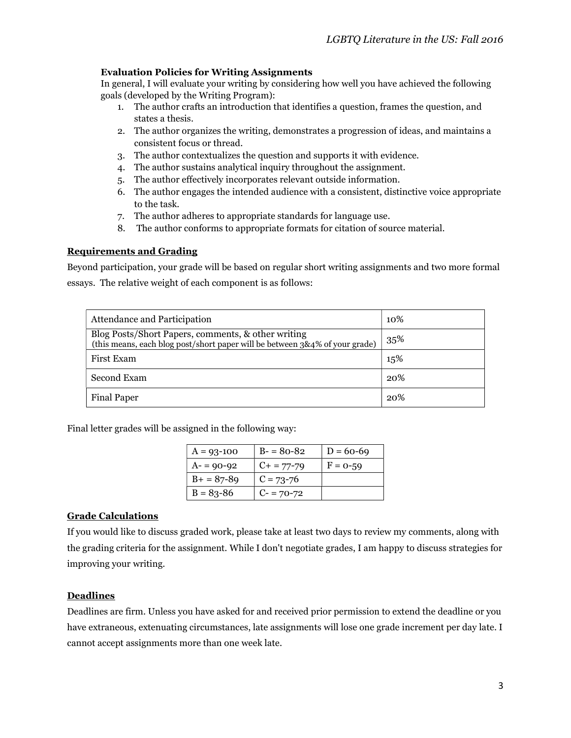### Evaluation Policies for Writing Assignments

In general, I will evaluate your writing by considering how well you have achieved the following goals (developed by the Writing Program):

1. The author crafts an introduction that identifies a question, frames the question, and states a thesis.
2. The author organizes the writing, demonstrates a progression of ideas, and maintains a consistent focus or thread.
3. The author contextualizes the question and supports it with evidence.
4. The author sustains analytical inquiry throughout the assignment.
5. The author effectively incorporates relevant outside information.
6. The author engages the intended audience with a consistent, distinctive voice appropriate to the task.
7. The author adheres to appropriate standards for language use.
8. The author conforms to appropriate formats for citation of source material.

## Requirements and Grading

Beyond participation, your grade will be based on regular short writing assignments and two more formal essays. The relative weight of each component is as follows:

| Component | Weight |
|---|---|
| Attendance and Participation | 10% |
| Blog Posts/Short Papers, comments, & other writing (this means, each blog post/short paper will be between 3&4% of your grade) | 35% |
| First Exam | 15% |
| Second Exam | 20% |
| Final Paper | 20% |

Final letter grades will be assigned in the following way:

| | | |
|---|---|---|
| A = 93-100 | B- = 80-82 | D = 60-69 |
| A- = 90-92 | C+ = 77-79 | F = 0-59 |
| B+ = 87-89 | C = 73-76 | |
| B = 83-86 | C- = 70-72 | |

## Grade Calculations

If you would like to discuss graded work, please take at least two days to review my comments, along with the grading criteria for the assignment. While I don't negotiate grades, I am happy to discuss strategies for improving your writing.

## Deadlines

Deadlines are firm. Unless you have asked for and received prior permission to extend the deadline or you have extraneous, extenuating circumstances, late assignments will lose one grade increment per day late. I cannot accept assignments more than one week late.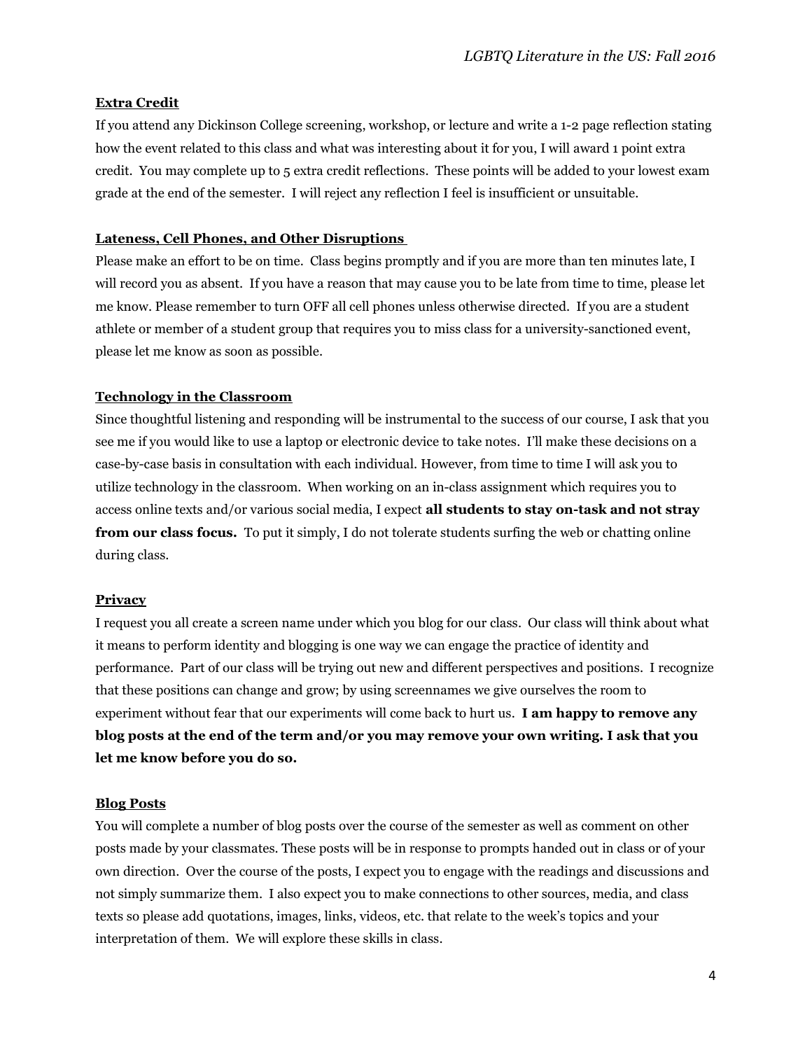**Extra Credit**

If you attend any Dickinson College screening, workshop, or lecture and write a 1-2 page reflection stating how the event related to this class and what was interesting about it for you, I will award 1 point extra credit. You may complete up to 5 extra credit reflections. These points will be added to your lowest exam grade at the end of the semester. I will reject any reflection I feel is insufficient or unsuitable.

**Lateness, Cell Phones, and Other Disruptions**

Please make an effort to be on time. Class begins promptly and if you are more than ten minutes late, I will record you as absent. If you have a reason that may cause you to be late from time to time, please let me know. Please remember to turn OFF all cell phones unless otherwise directed. If you are a student athlete or member of a student group that requires you to miss class for a university-sanctioned event, please let me know as soon as possible.

**Technology in the Classroom**

Since thoughtful listening and responding will be instrumental to the success of our course, I ask that you see me if you would like to use a laptop or electronic device to take notes. I'll make these decisions on a case-by-case basis in consultation with each individual. However, from time to time I will ask you to utilize technology in the classroom. When working on an in-class assignment which requires you to access online texts and/or various social media, I expect **all students to stay on-task and not stray from our class focus.** To put it simply, I do not tolerate students surfing the web or chatting online during class.

**Privacy**

I request you all create a screen name under which you blog for our class. Our class will think about what it means to perform identity and blogging is one way we can engage the practice of identity and performance. Part of our class will be trying out new and different perspectives and positions. I recognize that these positions can change and grow; by using screennames we give ourselves the room to experiment without fear that our experiments will come back to hurt us. **I am happy to remove any blog posts at the end of the term and/or you may remove your own writing. I ask that you let me know before you do so.**

**Blog Posts**

You will complete a number of blog posts over the course of the semester as well as comment on other posts made by your classmates. These posts will be in response to prompts handed out in class or of your own direction. Over the course of the posts, I expect you to engage with the readings and discussions and not simply summarize them. I also expect you to make connections to other sources, media, and class texts so please add quotations, images, links, videos, etc. that relate to the week's topics and your interpretation of them. We will explore these skills in class.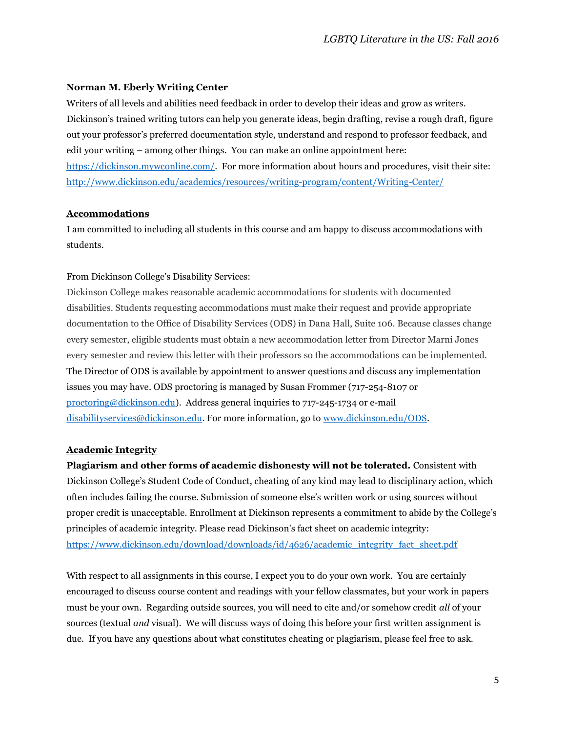**Norman M. Eberly Writing Center**

Writers of all levels and abilities need feedback in order to develop their ideas and grow as writers. Dickinson's trained writing tutors can help you generate ideas, begin drafting, revise a rough draft, figure out your professor's preferred documentation style, understand and respond to professor feedback, and edit your writing – among other things. You can make an online appointment here: https://dickinson.mywconline.com/. For more information about hours and procedures, visit their site: http://www.dickinson.edu/academics/resources/writing-program/content/Writing-Center/

**Accommodations**

I am committed to including all students in this course and am happy to discuss accommodations with students.

From Dickinson College's Disability Services:

Dickinson College makes reasonable academic accommodations for students with documented disabilities. Students requesting accommodations must make their request and provide appropriate documentation to the Office of Disability Services (ODS) in Dana Hall, Suite 106. Because classes change every semester, eligible students must obtain a new accommodation letter from Director Marni Jones every semester and review this letter with their professors so the accommodations can be implemented. The Director of ODS is available by appointment to answer questions and discuss any implementation issues you may have. ODS proctoring is managed by Susan Frommer (717-254-8107 or proctoring@dickinson.edu). Address general inquiries to 717-245-1734 or e-mail disabilityservices@dickinson.edu. For more information, go to www.dickinson.edu/ODS.

**Academic Integrity**

**Plagiarism and other forms of academic dishonesty will not be tolerated.** Consistent with Dickinson College's Student Code of Conduct, cheating of any kind may lead to disciplinary action, which often includes failing the course. Submission of someone else's written work or using sources without proper credit is unacceptable. Enrollment at Dickinson represents a commitment to abide by the College's principles of academic integrity. Please read Dickinson's fact sheet on academic integrity: https://www.dickinson.edu/download/downloads/id/4626/academic_integrity_fact_sheet.pdf

With respect to all assignments in this course, I expect you to do your own work. You are certainly encouraged to discuss course content and readings with your fellow classmates, but your work in papers must be your own. Regarding outside sources, you will need to cite and/or somehow credit *all* of your sources (textual *and* visual). We will discuss ways of doing this before your first written assignment is due. If you have any questions about what constitutes cheating or plagiarism, please feel free to ask.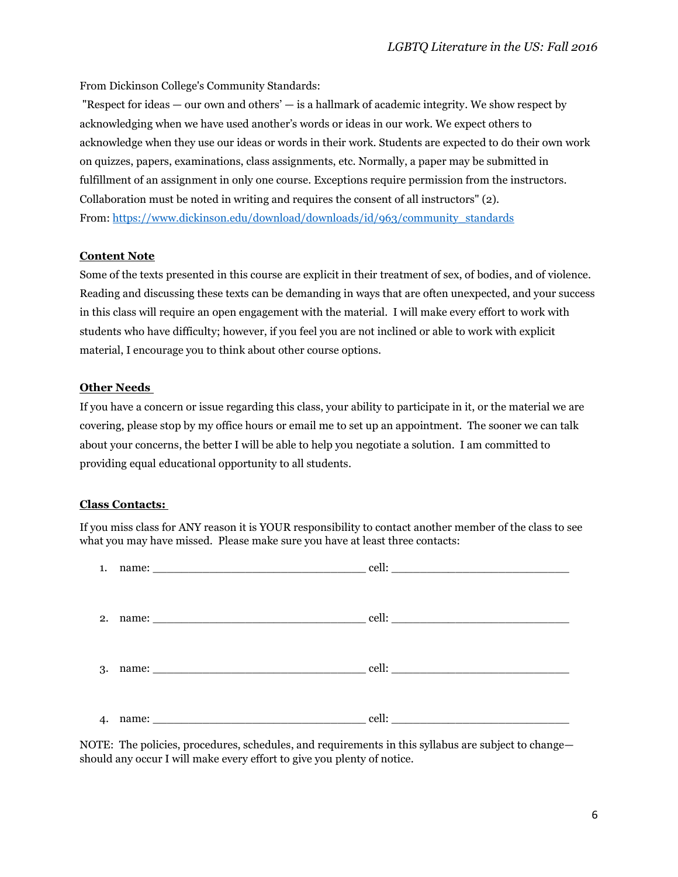From Dickinson College's Community Standards:

"Respect for ideas — our own and others' — is a hallmark of academic integrity. We show respect by acknowledging when we have used another's words or ideas in our work. We expect others to acknowledge when they use our ideas or words in their work. Students are expected to do their own work on quizzes, papers, examinations, class assignments, etc. Normally, a paper may be submitted in fulfillment of an assignment in only one course. Exceptions require permission from the instructors. Collaboration must be noted in writing and requires the consent of all instructors" (2).
From: [https://www.dickinson.edu/download/downloads/id/963/community_standards](https://www.dickinson.edu/download/downloads/id/963/community_standards)

**Content Note**

Some of the texts presented in this course are explicit in their treatment of sex, of bodies, and of violence. Reading and discussing these texts can be demanding in ways that are often unexpected, and your success in this class will require an open engagement with the material. I will make every effort to work with students who have difficulty; however, if you feel you are not inclined or able to work with explicit material, I encourage you to think about other course options.

**Other Needs**

If you have a concern or issue regarding this class, your ability to participate in it, or the material we are covering, please stop by my office hours or email me to set up an appointment. The sooner we can talk about your concerns, the better I will be able to help you negotiate a solution. I am committed to providing equal educational opportunity to all students.

**Class Contacts:**

If you miss class for ANY reason it is YOUR responsibility to contact another member of the class to see what you may have missed. Please make sure you have at least three contacts:

1. name: ________________________________ cell: ___________________________

2. name: ________________________________ cell: ___________________________

3. name: ________________________________ cell: ___________________________

4. name: ________________________________ cell: ___________________________

NOTE: The policies, procedures, schedules, and requirements in this syllabus are subject to change—should any occur I will make every effort to give you plenty of notice.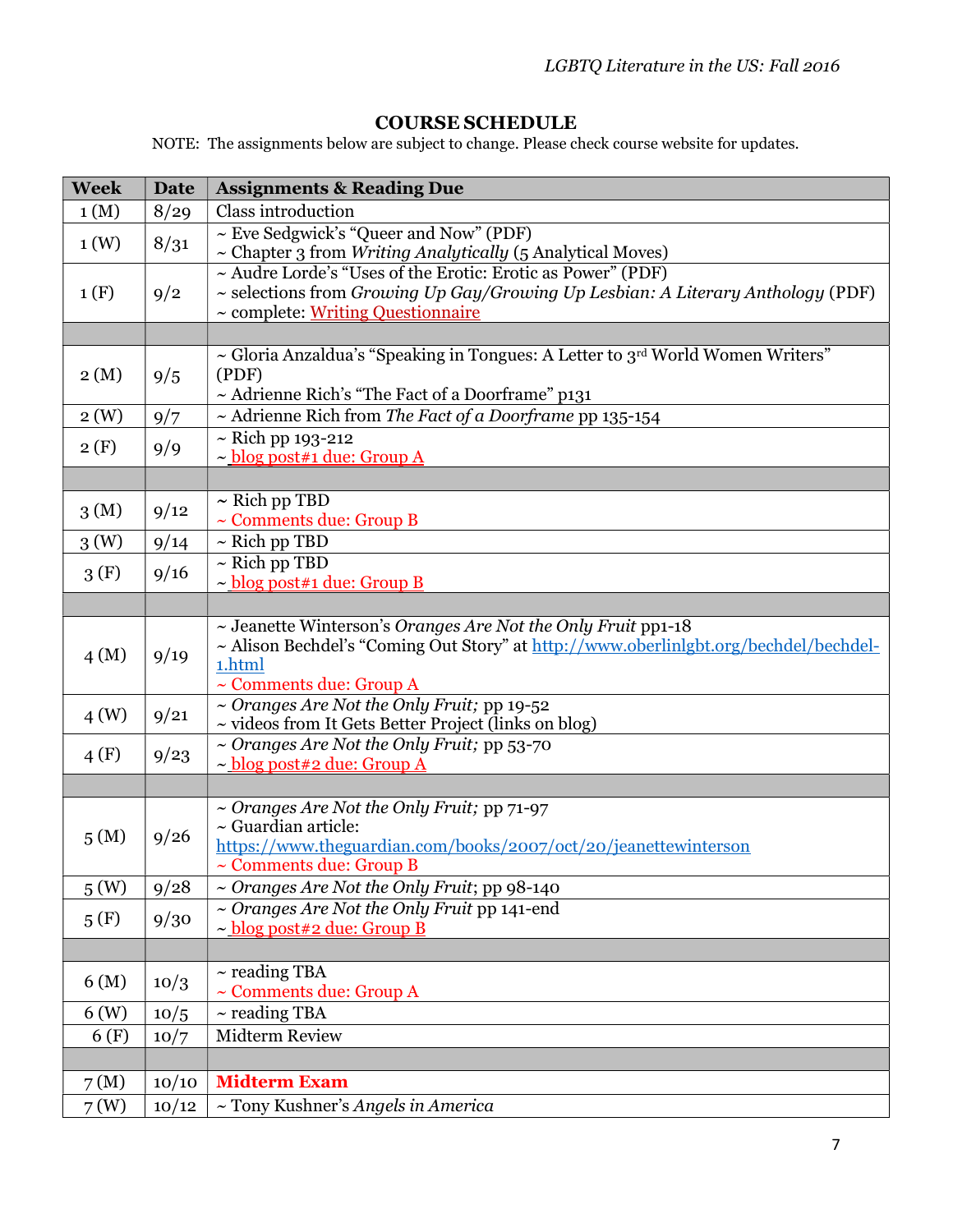## COURSE SCHEDULE

NOTE: The assignments below are subject to change. Please check course website for updates.

| Week | Date | Assignments & Reading Due |
|---|---|---|
| 1 (M) | 8/29 | Class introduction |
| 1 (W) | 8/31 | ~ Eve Sedgwick's "Queer and Now" (PDF)<br>~ Chapter 3 from *Writing Analytically* (5 Analytical Moves) |
| 1 (F) | 9/2 | ~ Audre Lorde's "Uses of the Erotic: Erotic as Power" (PDF)<br>~ selections from *Growing Up Gay/Growing Up Lesbian: A Literary Anthology* (PDF)<br>~ complete: Writing Questionnaire |
| | | |
| 2 (M) | 9/5 | ~ Gloria Anzaldua's "Speaking in Tongues: A Letter to 3rd World Women Writers" (PDF)<br>~ Adrienne Rich's "The Fact of a Doorframe" p131 |
| 2 (W) | 9/7 | ~ Adrienne Rich from *The Fact of a Doorframe* pp 135-154 |
| 2 (F) | 9/9 | ~ Rich pp 193-212<br>~ blog post#1 due: Group A |
| | | |
| 3 (M) | 9/12 | ~ Rich pp TBD<br>~ Comments due: Group B |
| 3 (W) | 9/14 | ~ Rich pp TBD |
| 3 (F) | 9/16 | ~ Rich pp TBD<br>~ blog post#1 due: Group B |
| | | |
| 4 (M) | 9/19 | ~ Jeanette Winterson's *Oranges Are Not the Only Fruit* pp1-18<br>~ Alison Bechdel's "Coming Out Story" at http://www.oberlinlgbt.org/bechdel/bechdel-1.html<br>~ Comments due: Group A |
| 4 (W) | 9/21 | ~ *Oranges Are Not the Only Fruit;* pp 19-52<br>~ videos from It Gets Better Project (links on blog) |
| 4 (F) | 9/23 | ~ *Oranges Are Not the Only Fruit;* pp 53-70<br>~ blog post#2 due: Group A |
| | | |
| 5 (M) | 9/26 | ~ *Oranges Are Not the Only Fruit;* pp 71-97<br>~ Guardian article: https://www.theguardian.com/books/2007/oct/20/jeanettewinterson<br>~ Comments due: Group B |
| 5 (W) | 9/28 | ~ *Oranges Are Not the Only Fruit*; pp 98-140 |
| 5 (F) | 9/30 | ~ *Oranges Are Not the Only Fruit* pp 141-end<br>~ blog post#2 due: Group B |
| | | |
| 6 (M) | 10/3 | ~ reading TBA<br>~ Comments due: Group A |
| 6 (W) | 10/5 | ~ reading TBA |
| 6 (F) | 10/7 | Midterm Review |
| | | |
| 7 (M) | 10/10 | **Midterm Exam** |
| 7 (W) | 10/12 | ~ Tony Kushner's *Angels in America* |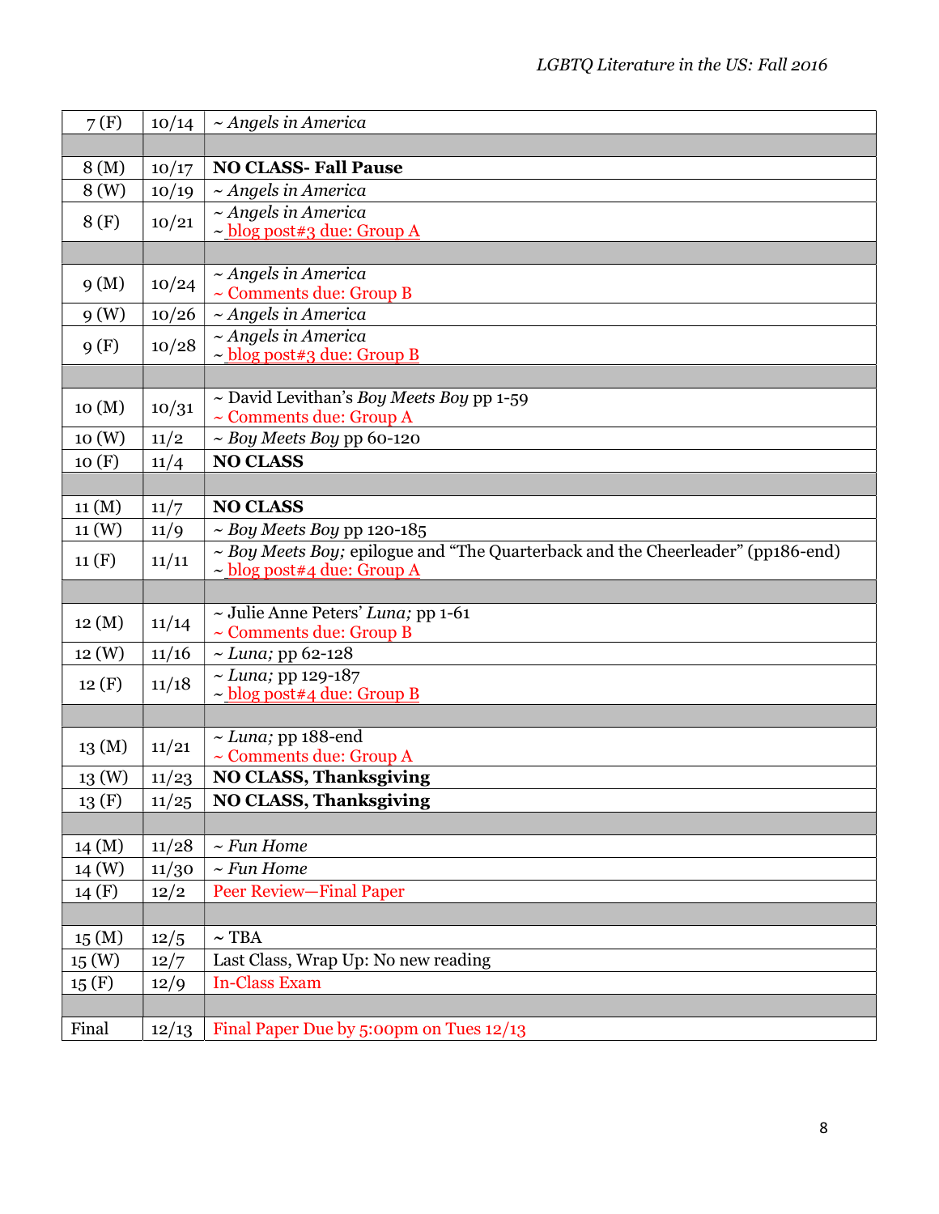| | | |
|---|---|---|
| 7 (F) | 10/14 | ~ *Angels in America* |
| | | |
| 8 (M) | 10/17 | **NO CLASS- Fall Pause** |
| 8 (W) | 10/19 | ~ *Angels in America* |
| 8 (F) | 10/21 | ~ *Angels in America*<br>~ blog post#3 due: Group A |
| | | |
| 9 (M) | 10/24 | ~ *Angels in America*<br>~ Comments due: Group B |
| 9 (W) | 10/26 | ~ *Angels in America* |
| 9 (F) | 10/28 | ~ *Angels in America*<br>~ blog post#3 due: Group B |
| | | |
| 10 (M) | 10/31 | ~ David Levithan's *Boy Meets Boy* pp 1-59<br>~ Comments due: Group A |
| 10 (W) | 11/2 | ~ *Boy Meets Boy* pp 60-120 |
| 10 (F) | 11/4 | **NO CLASS** |
| | | |
| 11 (M) | 11/7 | **NO CLASS** |
| 11 (W) | 11/9 | ~ *Boy Meets Boy* pp 120-185 |
| 11 (F) | 11/11 | ~ *Boy Meets Boy;* epilogue and "The Quarterback and the Cheerleader" (pp186-end)<br>~ blog post#4 due: Group A |
| | | |
| 12 (M) | 11/14 | ~ Julie Anne Peters' *Luna;* pp 1-61<br>~ Comments due: Group B |
| 12 (W) | 11/16 | ~ *Luna;* pp 62-128 |
| 12 (F) | 11/18 | ~ *Luna;* pp 129-187<br>~ blog post#4 due: Group B |
| | | |
| 13 (M) | 11/21 | ~ *Luna;* pp 188-end<br>~ Comments due: Group A |
| 13 (W) | 11/23 | **NO CLASS, Thanksgiving** |
| 13 (F) | 11/25 | **NO CLASS, Thanksgiving** |
| | | |
| 14 (M) | 11/28 | ~ *Fun Home* |
| 14 (W) | 11/30 | ~ *Fun Home* |
| 14 (F) | 12/2 | Peer Review—Final Paper |
| | | |
| 15 (M) | 12/5 | ~ TBA |
| 15 (W) | 12/7 | Last Class, Wrap Up: No new reading |
| 15 (F) | 12/9 | In-Class Exam |
| | | |
| Final | 12/13 | Final Paper Due by 5:00pm on Tues 12/13 |